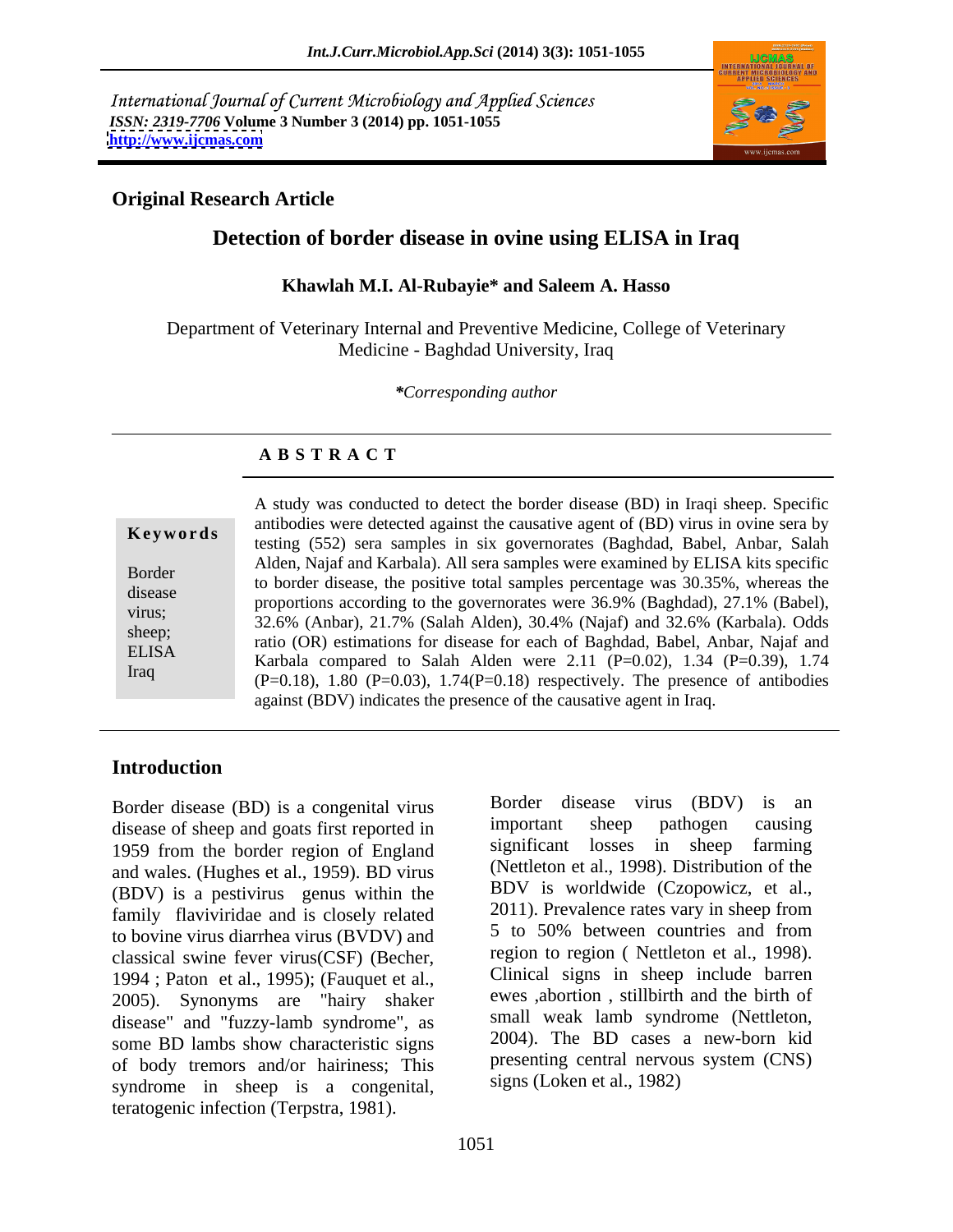International Journal of Current Microbiology and Applied Sciences
*ISSN: 2319-7706* **Volume 3 Number 3 (2014) pp. 1051-1055**
**http://www.ijcmas.com**

**Original Research Article**

# Detection of border disease in ovine using ELISA in Iraq

**Khawlah M.I. Al-Rubayie\* and Saleem A. Hasso**

Department of Veterinary Internal and Preventive Medicine, College of Veterinary Medicine - Baghdad University, Iraq

*\*Corresponding author*

## A B S T R A C T

**Keywords**

Border disease virus; sheep; ELISA Iraq

A study was conducted to detect the border disease (BD) in Iraqi sheep. Specific antibodies were detected against the causative agent of (BD) virus in ovine sera by testing (552) sera samples in six governorates (Baghdad, Babel, Anbar, Salah Alden, Najaf and Karbala). All sera samples were examined by ELISA kits specific to border disease, the positive total samples percentage was 30.35%, whereas the proportions according to the governorates were 36.9% (Baghdad), 27.1% (Babel), 32.6% (Anbar), 21.7% (Salah Alden), 30.4% (Najaf) and 32.6% (Karbala). Odds ratio (OR) estimations for disease for each of Baghdad, Babel, Anbar, Najaf and Karbala compared to Salah Alden were 2.11 (P=0.02), 1.34 (P=0.39), 1.74 (P=0.18), 1.80 (P=0.03), 1.74(P=0.18) respectively. The presence of antibodies against (BDV) indicates the presence of the causative agent in Iraq.

## Introduction

Border disease (BD) is a congenital virus disease of sheep and goats first reported in 1959 from the border region of England and wales. (Hughes et al., 1959). BD virus (BDV) is a pestivirus genus within the family flaviviridae and is closely related to bovine virus diarrhea virus (BVDV) and classical swine fever virus(CSF) (Becher, 1994 ; Paton et al., 1995); (Fauquet et al., 2005). Synonyms are "hairy shaker disease" and "fuzzy-lamb syndrome", as some BD lambs show characteristic signs of body tremors and/or hairiness; This syndrome in sheep is a congenital, teratogenic infection (Terpstra, 1981).

Border disease virus (BDV) is an important sheep pathogen causing significant losses in sheep farming (Nettleton et al., 1998). Distribution of the BDV is worldwide (Czopowicz, et al., 2011). Prevalence rates vary in sheep from 5 to 50% between countries and from region to region ( Nettleton et al., 1998). Clinical signs in sheep include barren ewes ,abortion , stillbirth and the birth of small weak lamb syndrome (Nettleton, 2004). The BD cases a new-born kid presenting central nervous system (CNS) signs (Loken et al., 1982)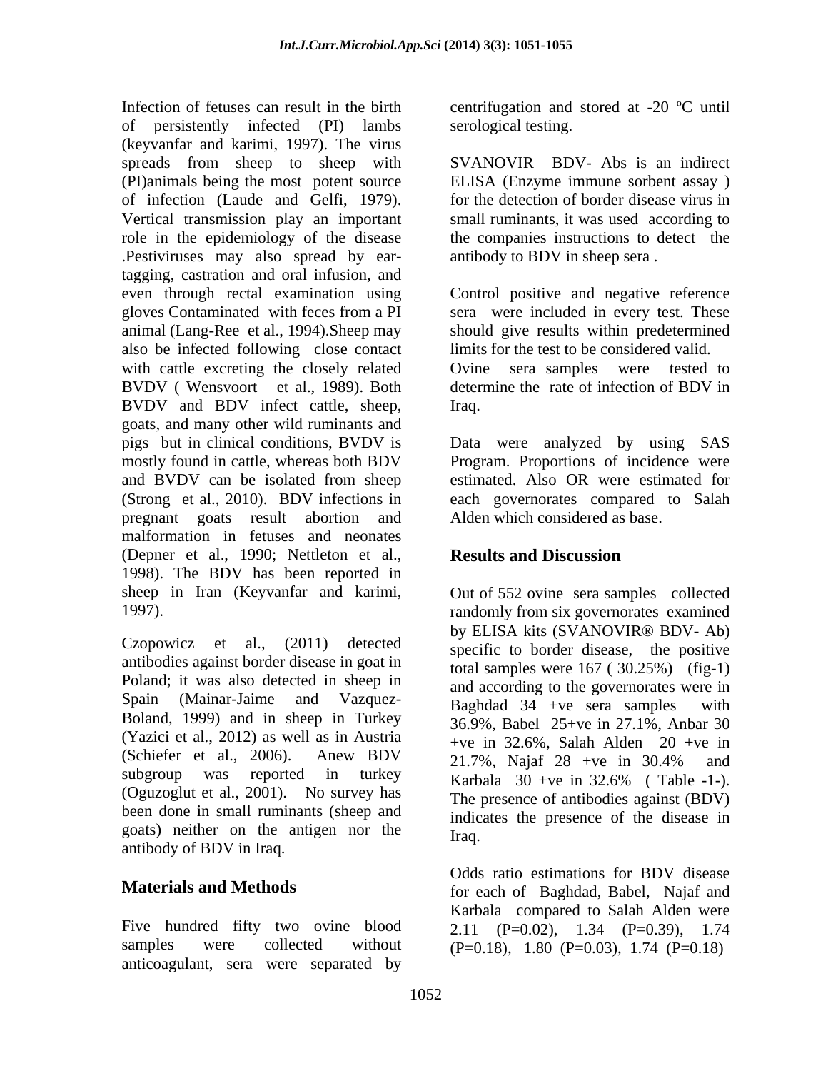Infection of fetuses can result in the birth of persistently infected (PI) lambs (keyvanfar and karimi, 1997). The virus spreads from sheep to sheep with (PI)animals being the most potent source of infection (Laude and Gelfi, 1979). Vertical transmission play an important role in the epidemiology of the disease .Pestiviruses may also spread by ear-tagging, castration and oral infusion, and even through rectal examination using gloves Contaminated with feces from a PI animal (Lang-Ree et al., 1994).Sheep may also be infected following close contact with cattle excreting the closely related BVDV ( Wensvoort et al., 1989). Both BVDV and BDV infect cattle, sheep, goats, and many other wild ruminants and pigs but in clinical conditions, BVDV is mostly found in cattle, whereas both BDV and BVDV can be isolated from sheep (Strong et al., 2010). BDV infections in pregnant goats result abortion and malformation in fetuses and neonates (Depner et al., 1990; Nettleton et al., 1998). The BDV has been reported in sheep in Iran (Keyvanfar and karimi, 1997).

Czopowicz et al., (2011) detected antibodies against border disease in goat in Poland; it was also detected in sheep in Spain (Mainar-Jaime and Vazquez-Boland, 1999) and in sheep in Turkey (Yazici et al., 2012) as well as in Austria (Schiefer et al., 2006). Anew BDV subgroup was reported in turkey (Oguzoglut et al., 2001). No survey has been done in small ruminants (sheep and goats) neither on the antigen nor the antibody of BDV in Iraq.

## Materials and Methods

Five hundred fifty two ovine blood samples were collected without anticoagulant, sera were separated by centrifugation and stored at -20 ºC until serological testing.

SVANOVIR BDV- Abs is an indirect ELISA (Enzyme immune sorbent assay ) for the detection of border disease virus in small ruminants, it was used according to the companies instructions to detect the antibody to BDV in sheep sera .

Control positive and negative reference sera were included in every test. These should give results within predetermined limits for the test to be considered valid. Ovine sera samples were tested to determine the rate of infection of BDV in Iraq.

Data were analyzed by using SAS Program. Proportions of incidence were estimated. Also OR were estimated for each governorates compared to Salah Alden which considered as base.

## Results and Discussion

Out of 552 ovine sera samples collected randomly from six governorates examined by ELISA kits (SVANOVIR® BDV- Ab) specific to border disease, the positive total samples were 167 ( 30.25%) (fig-1) and according to the governorates were in Baghdad 34 +ve sera samples with 36.9%, Babel 25+ve in 27.1%, Anbar 30 +ve in 32.6%, Salah Alden 20 +ve in 21.7%, Najaf 28 +ve in 30.4% and Karbala 30 +ve in 32.6% ( Table -1-). The presence of antibodies against (BDV) indicates the presence of the disease in Iraq.

Odds ratio estimations for BDV disease for each of Baghdad, Babel, Najaf and Karbala compared to Salah Alden were 2.11 (P=0.02), 1.34 (P=0.39), 1.74 (P=0.18), 1.80 (P=0.03), 1.74 (P=0.18)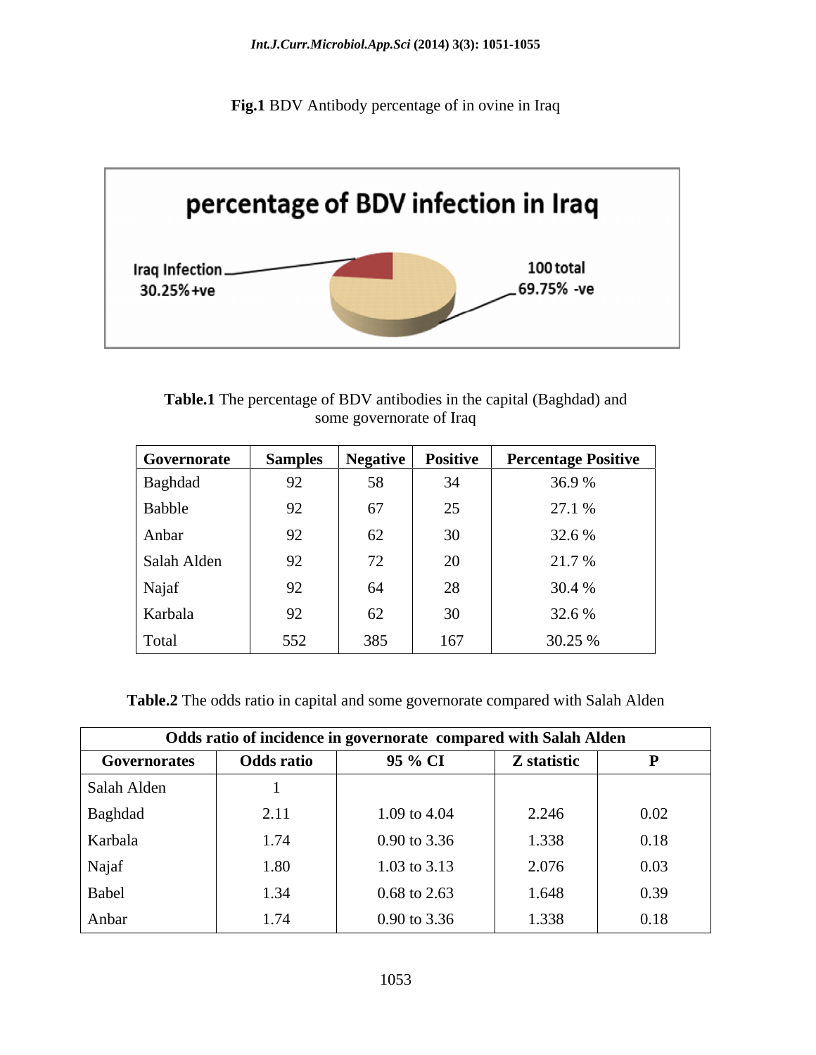**Fig.1** BDV Antibody percentage of in ovine in Iraq

**Table.1** The percentage of BDV antibodies in the capital (Baghdad) and some governorate of Iraq

| Governorate | Samples | Negative | Positive | Percentage Positive |
|---|---|---|---|---|
| Baghdad | 92 | 58 | 34 | 36.9 % |
| Babble | 92 | 67 | 25 | 27.1 % |
| Anbar | 92 | 62 | 30 | 32.6 % |
| Salah Alden | 92 | 72 | 20 | 21.7 % |
| Najaf | 92 | 64 | 28 | 30.4 % |
| Karbala | 92 | 62 | 30 | 32.6 % |
| Total | 552 | 385 | 167 | 30.25 % |

**Table.2** The odds ratio in capital and some governorate compared with Salah Alden

| Odds ratio of incidence in governorate compared with Salah Alden | | | | |
|---|---|---|---|---|
| **Governorates** | **Odds ratio** | **95 % CI** | **Z statistic** | **P** |
| Salah Alden | 1 | | | |
| Baghdad | 2.11 | 1.09 to 4.04 | 2.246 | 0.02 |
| Karbala | 1.74 | 0.90 to 3.36 | 1.338 | 0.18 |
| Najaf | 1.80 | 1.03 to 3.13 | 2.076 | 0.03 |
| Babel | 1.34 | 0.68 to 2.63 | 1.648 | 0.39 |
| Anbar | 1.74 | 0.90 to 3.36 | 1.338 | 0.18 |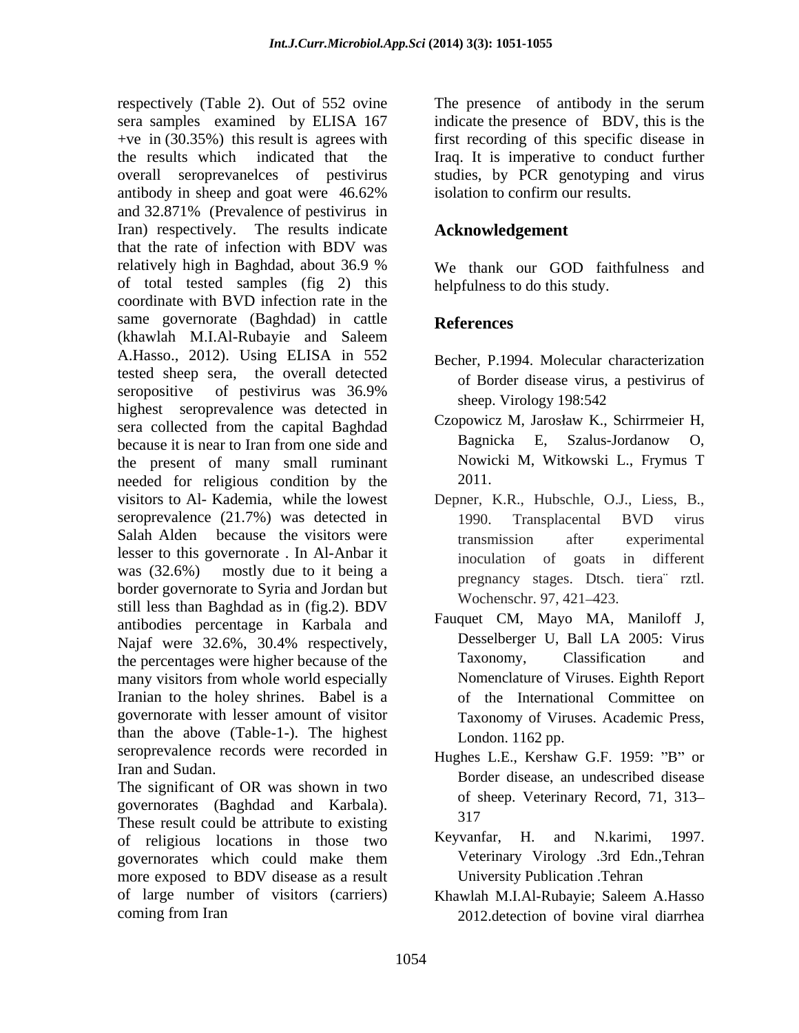respectively (Table 2). Out of 552 ovine sera samples examined by ELISA 167 +ve in (30.35%) this result is agrees with the results which indicated that the overall seroprevanelces of pestivirus antibody in sheep and goat were 46.62% and 32.871% (Prevalence of pestivirus in Iran) respectively. The results indicate that the rate of infection with BDV was relatively high in Baghdad, about 36.9 % of total tested samples (fig 2) this coordinate with BVD infection rate in the same governorate (Baghdad) in cattle (khawlah M.I.Al-Rubayie and Saleem A.Hasso., 2012). Using ELISA in 552 tested sheep sera, the overall detected seropositive of pestivirus was 36.9% highest seroprevalence was detected in sera collected from the capital Baghdad because it is near to Iran from one side and the present of many small ruminant needed for religious condition by the visitors to Al- Kademia, while the lowest seroprevalence (21.7%) was detected in Salah Alden because the visitors were lesser to this governorate . In Al-Anbar it was (32.6%) mostly due to it being a border governorate to Syria and Jordan but still less than Baghdad as in (fig.2). BDV antibodies percentage in Karbala and Najaf were 32.6%, 30.4% respectively, the percentages were higher because of the many visitors from whole world especially Iranian to the holey shrines. Babel is a governorate with lesser amount of visitor than the above (Table-1-). The highest seroprevalence records were recorded in Iran and Sudan.

The significant of OR was shown in two governorates (Baghdad and Karbala). These result could be attribute to existing of religious locations in those two governorates which could make them more exposed to BDV disease as a result of large number of visitors (carriers) coming from Iran

The presence of antibody in the serum indicate the presence of BDV, this is the first recording of this specific disease in Iraq. It is imperative to conduct further studies, by PCR genotyping and virus isolation to confirm our results.

## Acknowledgement

We thank our GOD faithfulness and helpfulness to do this study.

## References

Becher, P.1994. Molecular characterization of Border disease virus, a pestivirus of sheep. Virology 198:542

Czopowicz M, Jarosław K., Schirrmeier H, Bagnicka E, Szalus-Jordanow O, Nowicki M, Witkowski L., Frymus T 2011.

Depner, K.R., Hubschle, O.J., Liess, B., 1990. Transplacental BVD virus transmission after experimental inoculation of goats in different pregnancy stages. Dtsch. tiera¨ rztl. Wochenschr. 97, 421–423.

Fauquet CM, Mayo MA, Maniloff J, Desselberger U, Ball LA 2005: Virus Taxonomy, Classification and Nomenclature of Viruses. Eighth Report of the International Committee on Taxonomy of Viruses. Academic Press, London. 1162 pp.

Hughes L.E., Kershaw G.F. 1959: "B" or Border disease, an undescribed disease of sheep. Veterinary Record, 71, 313–317

Keyvanfar, H. and N.karimi, 1997. Veterinary Virology .3rd Edn.,Tehran University Publication .Tehran

Khawlah M.I.Al-Rubayie; Saleem A.Hasso 2012.detection of bovine viral diarrhea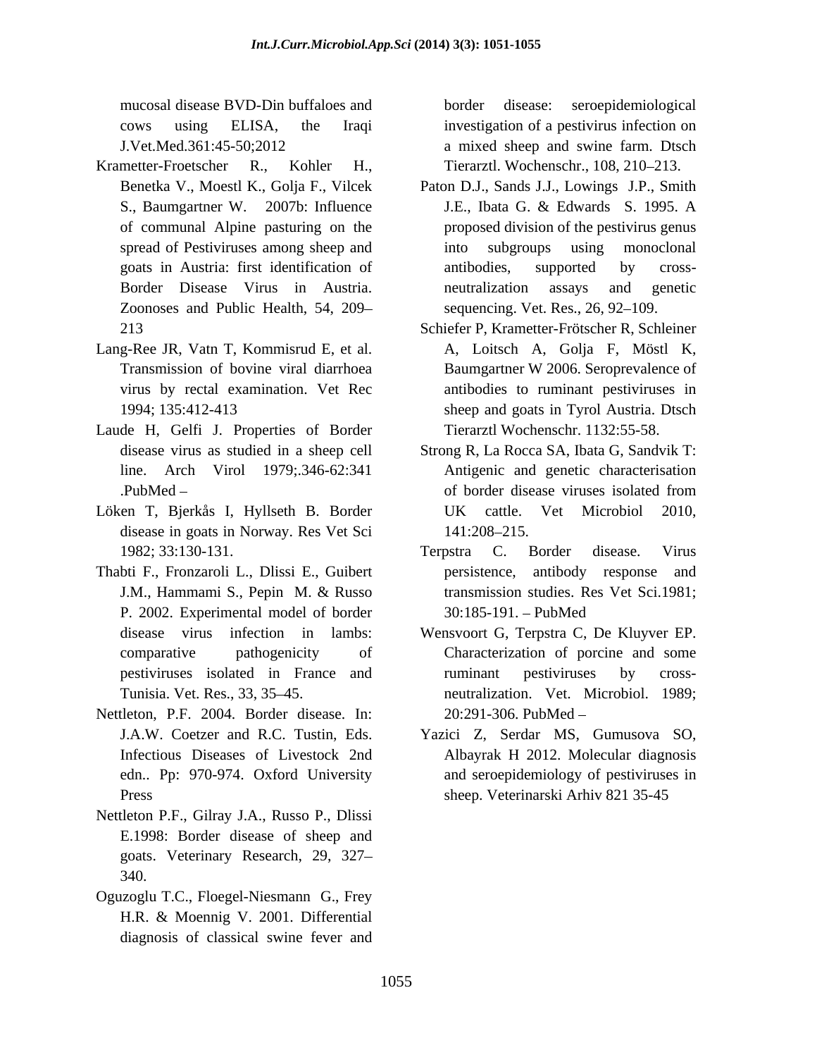mucosal disease BVD-Din buffaloes and cows using ELISA, the Iraqi J.Vet.Med.361:45-50;2012

Krametter-Froetscher R., Kohler H., Benetka V., Moestl K., Golja F., Vilcek S., Baumgartner W. 2007b: Influence of communal Alpine pasturing on the spread of Pestiviruses among sheep and goats in Austria: first identification of Border Disease Virus in Austria. Zoonoses and Public Health, 54, 209–213

Lang-Ree JR, Vatn T, Kommisrud E, et al. Transmission of bovine viral diarrhoea virus by rectal examination. Vet Rec 1994; 135:412-413

Laude H, Gelfi J. Properties of Border disease virus as studied in a sheep cell line. Arch Virol 1979;.346-62:341 .PubMed –

Löken T, Bjerkås I, Hyllseth B. Border disease in goats in Norway. Res Vet Sci 1982; 33:130-131.

Thabti F., Fronzaroli L., Dlissi E., Guibert J.M., Hammami S., Pepin M. & Russo P. 2002. Experimental model of border disease virus infection in lambs: comparative pathogenicity of pestiviruses isolated in France and Tunisia. Vet. Res., 33, 35–45.

Nettleton, P.F. 2004. Border disease. In: J.A.W. Coetzer and R.C. Tustin, Eds. Infectious Diseases of Livestock 2nd edn.. Pp: 970-974. Oxford University Press

Nettleton P.F., Gilray J.A., Russo P., Dlissi E.1998: Border disease of sheep and goats. Veterinary Research, 29, 327–340.

Oguzoglu T.C., Floegel-Niesmann G., Frey H.R. & Moennig V. 2001. Differential diagnosis of classical swine fever and border disease: seroepidemiological investigation of a pestivirus infection on a mixed sheep and swine farm. Dtsch Tierarztl. Wochenschr., 108, 210–213.

Paton D.J., Sands J.J., Lowings J.P., Smith J.E., Ibata G. & Edwards S. 1995. A proposed division of the pestivirus genus into subgroups using monoclonal antibodies, supported by cross-neutralization assays and genetic sequencing. Vet. Res., 26, 92–109.

Schiefer P, Krametter-Frötscher R, Schleiner A, Loitsch A, Golja F, Möstl K, Baumgartner W 2006. Seroprevalence of antibodies to ruminant pestiviruses in sheep and goats in Tyrol Austria. Dtsch Tierarztl Wochenschr. 1132:55-58.

Strong R, La Rocca SA, Ibata G, Sandvik T: Antigenic and genetic characterisation of border disease viruses isolated from UK cattle. Vet Microbiol 2010, 141:208–215.

Terpstra C. Border disease. Virus persistence, antibody response and transmission studies. Res Vet Sci.1981; 30:185-191. – PubMed

Wensvoort G, Terpstra C, De Kluyver EP. Characterization of porcine and some ruminant pestiviruses by cross-neutralization. Vet. Microbiol. 1989; 20:291-306. PubMed –

Yazici Z, Serdar MS, Gumusova SO, Albayrak H 2012. Molecular diagnosis and seroepidemiology of pestiviruses in sheep. Veterinarski Arhiv 821 35-45